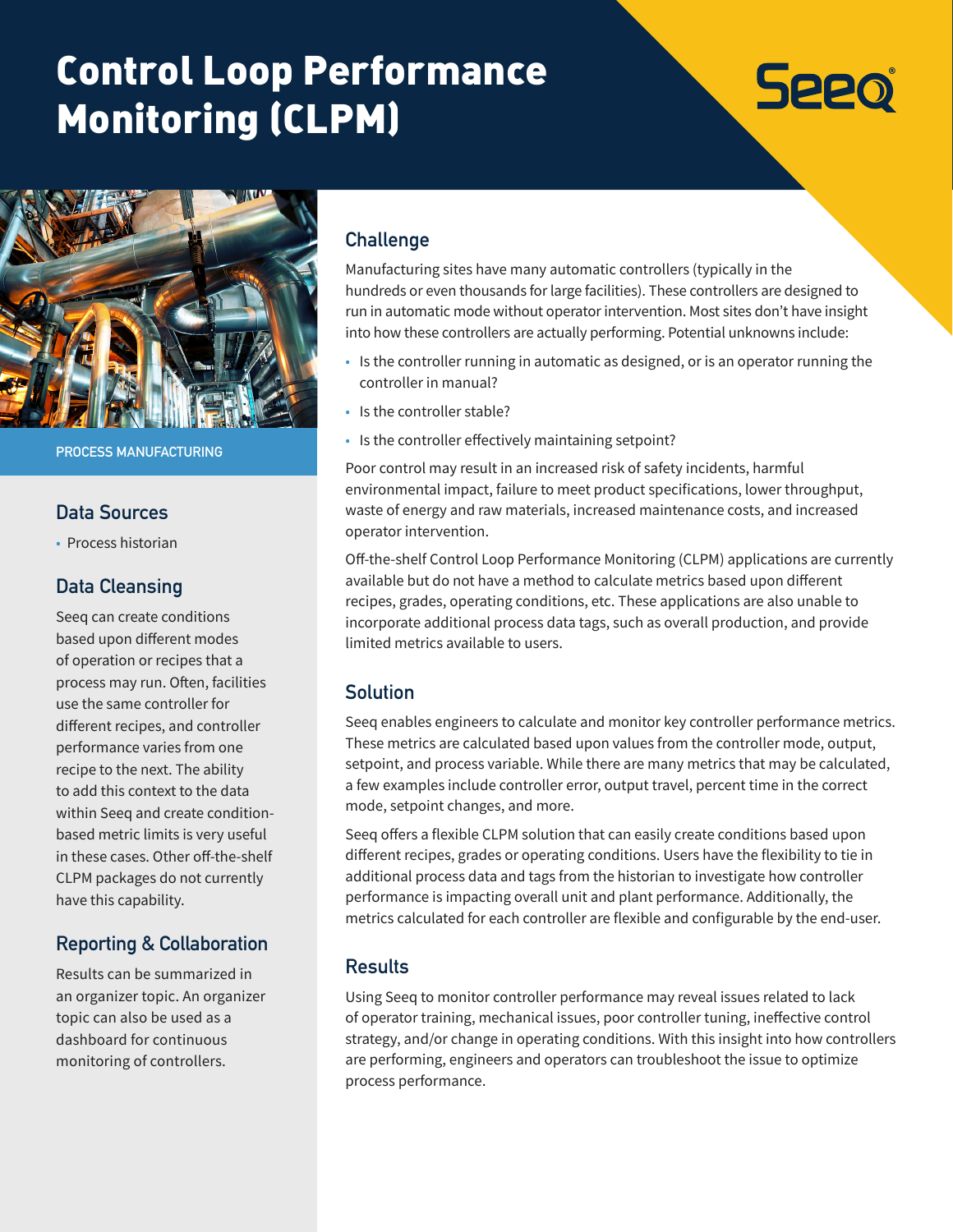# Control Loop Performance Monitoring (CLPM)

Seeq

PROCESS MANUFACTURING

## Data Sources

- Process historian

## Data Cleansing

Seeq can create conditions based upon different modes of operation or recipes that a process may run. Often, facilities use the same controller for different recipes, and controller performance varies from one recipe to the next. The ability to add this context to the data within Seeq and create condition-based metric limits is very useful in these cases. Other off-the-shelf CLPM packages do not currently have this capability.

## Reporting & Collaboration

Results can be summarized in an organizer topic. An organizer topic can also be used as a dashboard for continuous monitoring of controllers.

## Challenge

Manufacturing sites have many automatic controllers (typically in the hundreds or even thousands for large facilities). These controllers are designed to run in automatic mode without operator intervention. Most sites don't have insight into how these controllers are actually performing. Potential unknowns include:

- Is the controller running in automatic as designed, or is an operator running the controller in manual?
- Is the controller stable?
- Is the controller effectively maintaining setpoint?

Poor control may result in an increased risk of safety incidents, harmful environmental impact, failure to meet product specifications, lower throughput, waste of energy and raw materials, increased maintenance costs, and increased operator intervention.

Off-the-shelf Control Loop Performance Monitoring (CLPM) applications are currently available but do not have a method to calculate metrics based upon different recipes, grades, operating conditions, etc. These applications are also unable to incorporate additional process data tags, such as overall production, and provide limited metrics available to users.

## Solution

Seeq enables engineers to calculate and monitor key controller performance metrics. These metrics are calculated based upon values from the controller mode, output, setpoint, and process variable. While there are many metrics that may be calculated, a few examples include controller error, output travel, percent time in the correct mode, setpoint changes, and more.

Seeq offers a flexible CLPM solution that can easily create conditions based upon different recipes, grades or operating conditions. Users have the flexibility to tie in additional process data and tags from the historian to investigate how controller performance is impacting overall unit and plant performance. Additionally, the metrics calculated for each controller are flexible and configurable by the end-user.

## Results

Using Seeq to monitor controller performance may reveal issues related to lack of operator training, mechanical issues, poor controller tuning, ineffective control strategy, and/or change in operating conditions. With this insight into how controllers are performing, engineers and operators can troubleshoot the issue to optimize process performance.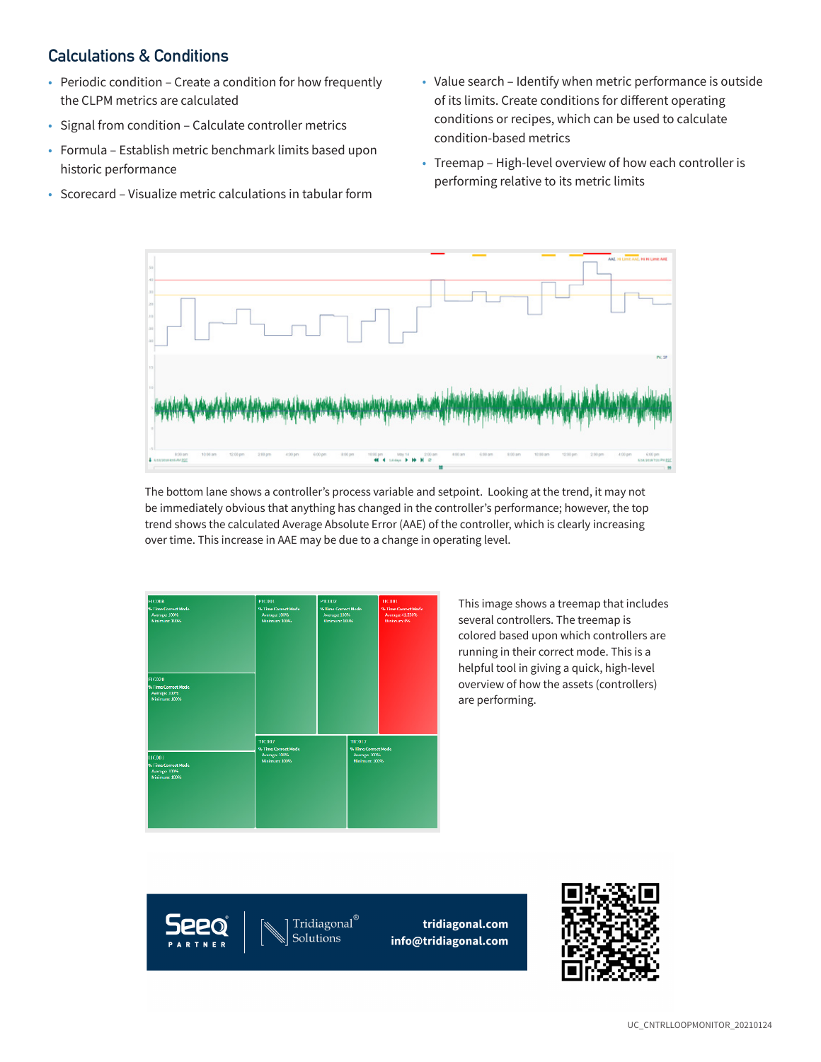## Calculations & Conditions

- Periodic condition – Create a condition for how frequently the CLPM metrics are calculated
- Signal from condition – Calculate controller metrics
- Formula – Establish metric benchmark limits based upon historic performance
- Scorecard – Visualize metric calculations in tabular form
- Value search – Identify when metric performance is outside of its limits. Create conditions for different operating conditions or recipes, which can be used to calculate condition-based metrics
- Treemap – High-level overview of how each controller is performing relative to its metric limits

The bottom lane shows a controller's process variable and setpoint. Looking at the trend, it may not be immediately obvious that anything has changed in the controller's performance; however, the top trend shows the calculated Average Absolute Error (AAE) of the controller, which is clearly increasing over time. This increase in AAE may be due to a change in operating level.

FIC008
% Time Correct Mode
Average: 100%
Minimum: 100%

FIC001
% Time Correct Mode
Average: 100%
Minimum: 100%

PIC002
% Time Correct Mode
Average: 100%
Minimum: 100%

TIC001
% Time Correct Mode
Average: 41.336%
Minimum: 0%

FIC020
% Time Correct Mode
Average: 100%
Minimum: 100%

TIC002
% Time Correct Mode
Average: 100%
Minimum: 100%

TIC012
% Time Correct Mode
Average: 100%
Minimum: 100%

LIC001
% Time Correct Mode
Average: 100%
Minimum: 100%

This image shows a treemap that includes several controllers. The treemap is colored based upon which controllers are running in their correct mode. This is a helpful tool in giving a quick, high-level overview of how the assets (controllers) are performing.

Seeq PARTNER | Tridiagonal® Solutions

**tridiagonal.com**
**info@tridiagonal.com**

UC_CNTRLLOOPMONITOR_20210124